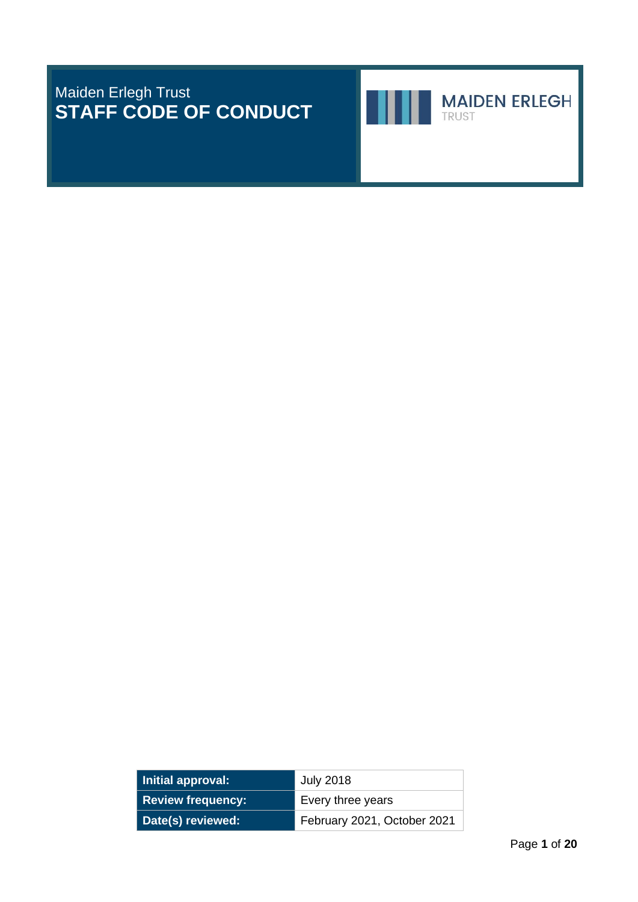Maiden Erlegh Trust

# STAFF CODE OF CONDUCT

MAIDEN ERLEGH
TRUST

| Initial approval: | July 2018 |
| --- | --- |
| Review frequency: | Every three years |
| Date(s) reviewed: | February 2021, October 2021 |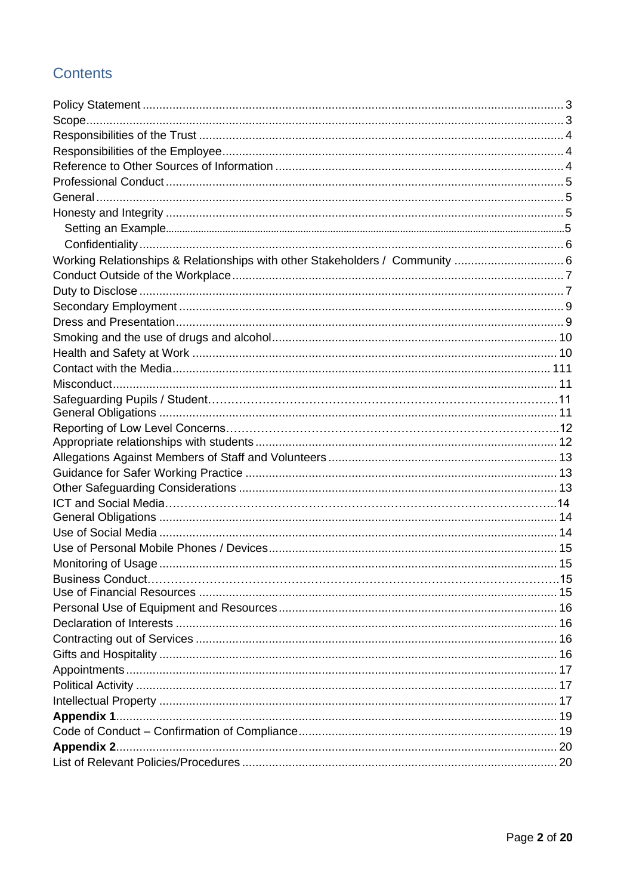## Contents

| | |
|---|---|
| Policy Statement | 3 |
| Scope | 3 |
| Responsibilities of the Trust | 4 |
| Responsibilities of the Employee | 4 |
| Reference to Other Sources of Information | 4 |
| Professional Conduct | 5 |
| General | 5 |
| Honesty and Integrity | 5 |
| Setting an Example | 5 |
| Confidentiality | 6 |
| Working Relationships & Relationships with other Stakeholders / Community | 6 |
| Conduct Outside of the Workplace | 7 |
| Duty to Disclose | 7 |
| Secondary Employment | 9 |
| Dress and Presentation | 9 |
| Smoking and the use of drugs and alcohol | 10 |
| Health and Safety at Work | 10 |
| Contact with the Media | 111 |
| Misconduct | 11 |
| Safeguarding Pupils / Student | 11 |
| General Obligations | 11 |
| Reporting of Low Level Concerns | 12 |
| Appropriate relationships with students | 12 |
| Allegations Against Members of Staff and Volunteers | 13 |
| Guidance for Safer Working Practice | 13 |
| Other Safeguarding Considerations | 13 |
| ICT and Social Media | 14 |
| General Obligations | 14 |
| Use of Social Media | 14 |
| Use of Personal Mobile Phones / Devices | 15 |
| Monitoring of Usage | 15 |
| Business Conduct | 15 |
| Use of Financial Resources | 15 |
| Personal Use of Equipment and Resources | 16 |
| Declaration of Interests | 16 |
| Contracting out of Services | 16 |
| Gifts and Hospitality | 16 |
| Appointments | 17 |
| Political Activity | 17 |
| Intellectual Property | 17 |
| **Appendix 1** | 19 |
| Code of Conduct – Confirmation of Compliance | 19 |
| **Appendix 2** | 20 |
| List of Relevant Policies/Procedures | 20 |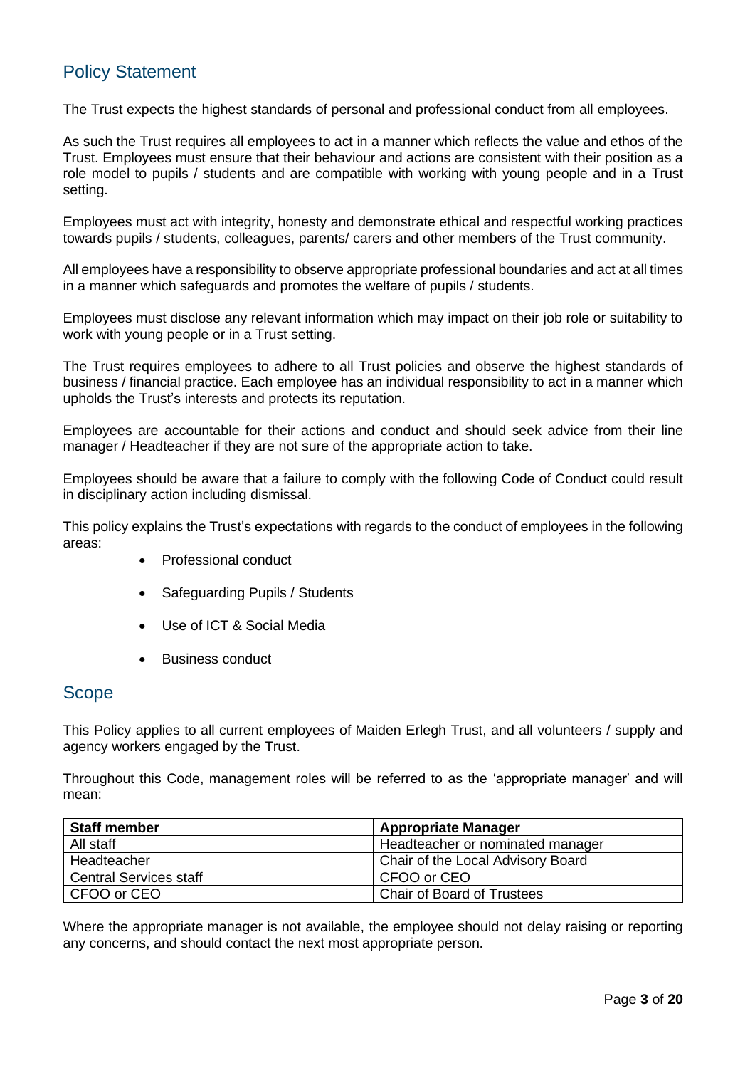## Policy Statement

The Trust expects the highest standards of personal and professional conduct from all employees.

As such the Trust requires all employees to act in a manner which reflects the value and ethos of the Trust. Employees must ensure that their behaviour and actions are consistent with their position as a role model to pupils / students and are compatible with working with young people and in a Trust setting.

Employees must act with integrity, honesty and demonstrate ethical and respectful working practices towards pupils / students, colleagues, parents/ carers and other members of the Trust community.

All employees have a responsibility to observe appropriate professional boundaries and act at all times in a manner which safeguards and promotes the welfare of pupils / students.

Employees must disclose any relevant information which may impact on their job role or suitability to work with young people or in a Trust setting.

The Trust requires employees to adhere to all Trust policies and observe the highest standards of business / financial practice. Each employee has an individual responsibility to act in a manner which upholds the Trust's interests and protects its reputation.

Employees are accountable for their actions and conduct and should seek advice from their line manager / Headteacher if they are not sure of the appropriate action to take.

Employees should be aware that a failure to comply with the following Code of Conduct could result in disciplinary action including dismissal.

This policy explains the Trust's expectations with regards to the conduct of employees in the following areas:

- Professional conduct
- Safeguarding Pupils / Students
- Use of ICT & Social Media
- Business conduct

## Scope

This Policy applies to all current employees of Maiden Erlegh Trust, and all volunteers / supply and agency workers engaged by the Trust.

Throughout this Code, management roles will be referred to as the 'appropriate manager' and will mean:

| Staff member | Appropriate Manager |
|---|---|
| All staff | Headteacher or nominated manager |
| Headteacher | Chair of the Local Advisory Board |
| Central Services staff | CFOO or CEO |
| CFOO or CEO | Chair of Board of Trustees |

Where the appropriate manager is not available, the employee should not delay raising or reporting any concerns, and should contact the next most appropriate person.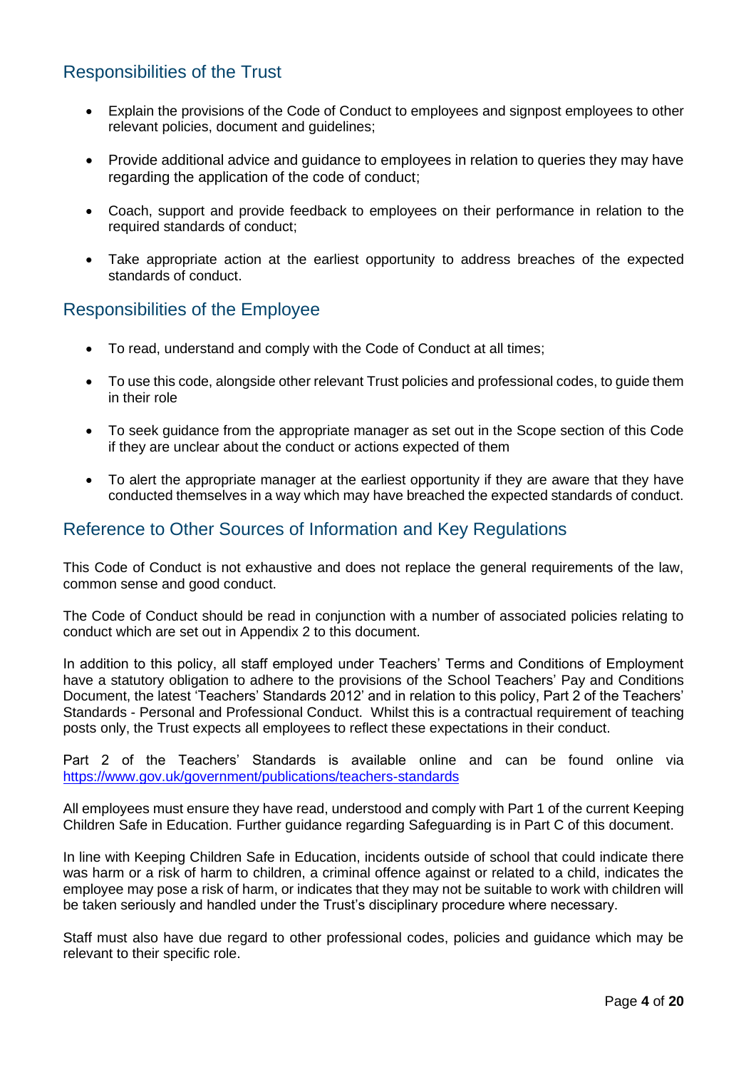## Responsibilities of the Trust

- Explain the provisions of the Code of Conduct to employees and signpost employees to other relevant policies, document and guidelines;
- Provide additional advice and guidance to employees in relation to queries they may have regarding the application of the code of conduct;
- Coach, support and provide feedback to employees on their performance in relation to the required standards of conduct;
- Take appropriate action at the earliest opportunity to address breaches of the expected standards of conduct.

## Responsibilities of the Employee

- To read, understand and comply with the Code of Conduct at all times;
- To use this code, alongside other relevant Trust policies and professional codes, to guide them in their role
- To seek guidance from the appropriate manager as set out in the Scope section of this Code if they are unclear about the conduct or actions expected of them
- To alert the appropriate manager at the earliest opportunity if they are aware that they have conducted themselves in a way which may have breached the expected standards of conduct.

## Reference to Other Sources of Information and Key Regulations

This Code of Conduct is not exhaustive and does not replace the general requirements of the law, common sense and good conduct.

The Code of Conduct should be read in conjunction with a number of associated policies relating to conduct which are set out in Appendix 2 to this document.

In addition to this policy, all staff employed under Teachers' Terms and Conditions of Employment have a statutory obligation to adhere to the provisions of the School Teachers' Pay and Conditions Document, the latest 'Teachers' Standards 2012' and in relation to this policy, Part 2 of the Teachers' Standards - Personal and Professional Conduct. Whilst this is a contractual requirement of teaching posts only, the Trust expects all employees to reflect these expectations in their conduct.

Part 2 of the Teachers' Standards is available online and can be found online via https://www.gov.uk/government/publications/teachers-standards

All employees must ensure they have read, understood and comply with Part 1 of the current Keeping Children Safe in Education. Further guidance regarding Safeguarding is in Part C of this document.

In line with Keeping Children Safe in Education, incidents outside of school that could indicate there was harm or a risk of harm to children, a criminal offence against or related to a child, indicates the employee may pose a risk of harm, or indicates that they may not be suitable to work with children will be taken seriously and handled under the Trust's disciplinary procedure where necessary.

Staff must also have due regard to other professional codes, policies and guidance which may be relevant to their specific role.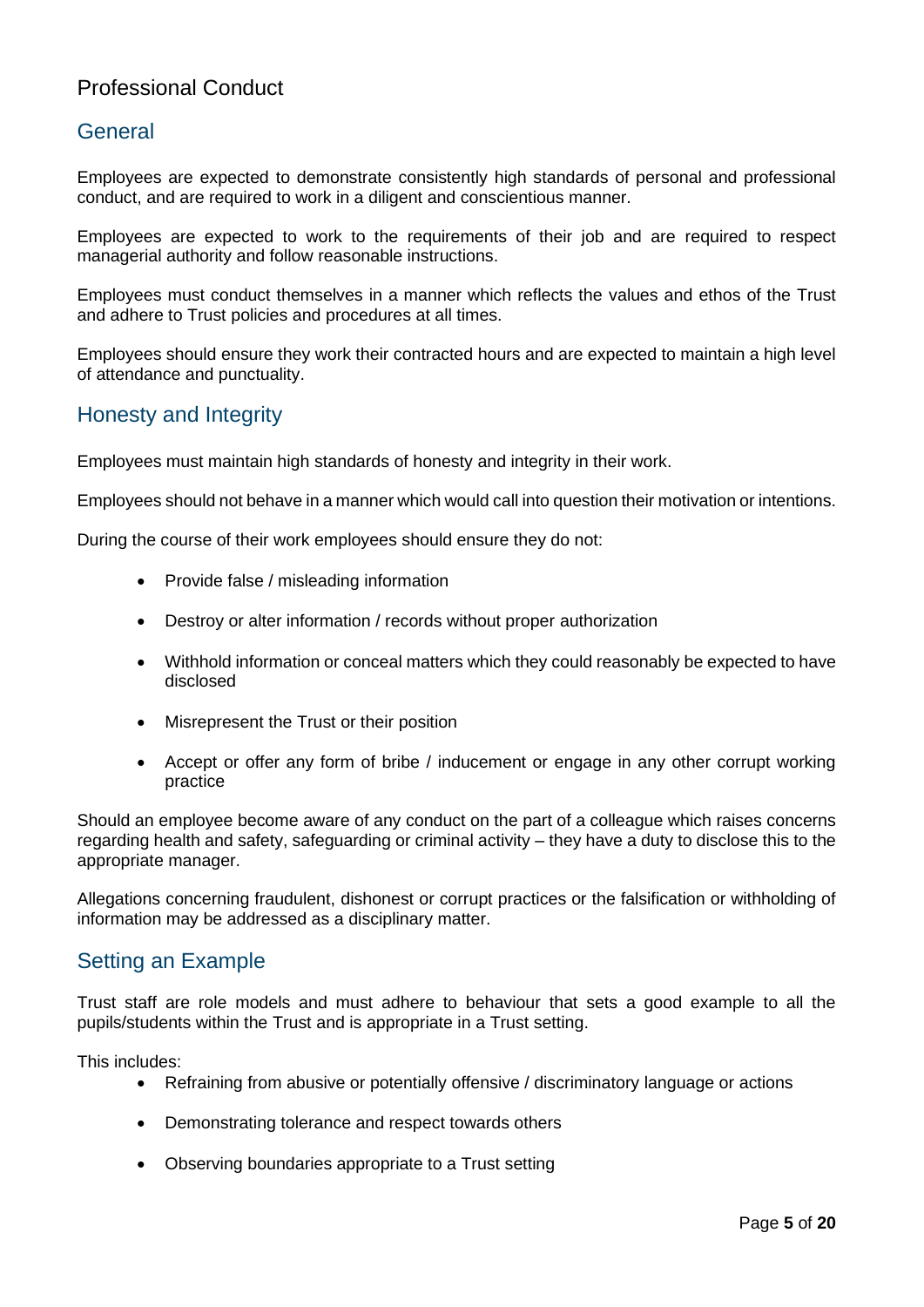# Professional Conduct

## General

Employees are expected to demonstrate consistently high standards of personal and professional conduct, and are required to work in a diligent and conscientious manner.

Employees are expected to work to the requirements of their job and are required to respect managerial authority and follow reasonable instructions.

Employees must conduct themselves in a manner which reflects the values and ethos of the Trust and adhere to Trust policies and procedures at all times.

Employees should ensure they work their contracted hours and are expected to maintain a high level of attendance and punctuality.

## Honesty and Integrity

Employees must maintain high standards of honesty and integrity in their work.

Employees should not behave in a manner which would call into question their motivation or intentions.

During the course of their work employees should ensure they do not:

- Provide false / misleading information
- Destroy or alter information / records without proper authorization
- Withhold information or conceal matters which they could reasonably be expected to have disclosed
- Misrepresent the Trust or their position
- Accept or offer any form of bribe / inducement or engage in any other corrupt working practice

Should an employee become aware of any conduct on the part of a colleague which raises concerns regarding health and safety, safeguarding or criminal activity – they have a duty to disclose this to the appropriate manager.

Allegations concerning fraudulent, dishonest or corrupt practices or the falsification or withholding of information may be addressed as a disciplinary matter.

## Setting an Example

Trust staff are role models and must adhere to behaviour that sets a good example to all the pupils/students within the Trust and is appropriate in a Trust setting.

This includes:

- Refraining from abusive or potentially offensive / discriminatory language or actions
- Demonstrating tolerance and respect towards others
- Observing boundaries appropriate to a Trust setting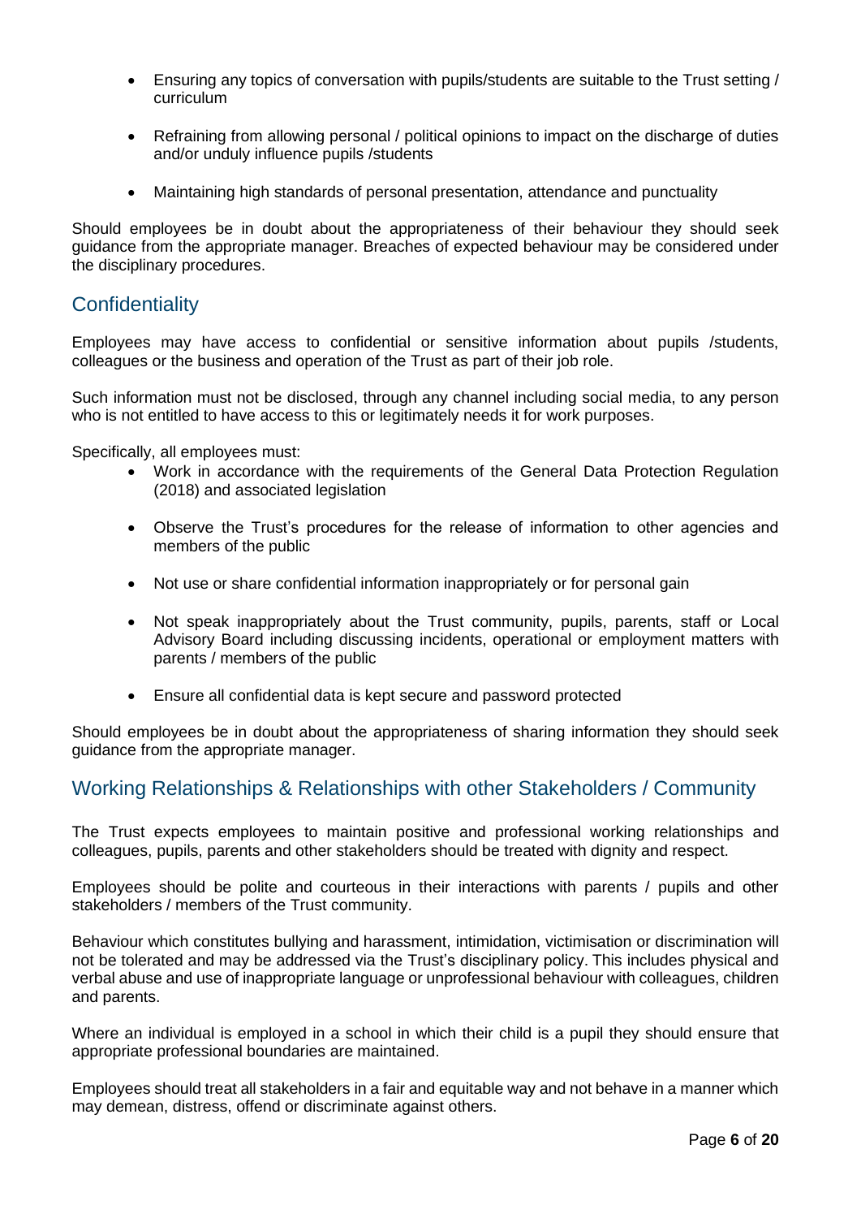- Ensuring any topics of conversation with pupils/students are suitable to the Trust setting / curriculum

- Refraining from allowing personal / political opinions to impact on the discharge of duties and/or unduly influence pupils /students

- Maintaining high standards of personal presentation, attendance and punctuality

Should employees be in doubt about the appropriateness of their behaviour they should seek guidance from the appropriate manager. Breaches of expected behaviour may be considered under the disciplinary procedures.

## Confidentiality

Employees may have access to confidential or sensitive information about pupils /students, colleagues or the business and operation of the Trust as part of their job role.

Such information must not be disclosed, through any channel including social media, to any person who is not entitled to have access to this or legitimately needs it for work purposes.

Specifically, all employees must:

- Work in accordance with the requirements of the General Data Protection Regulation (2018) and associated legislation

- Observe the Trust's procedures for the release of information to other agencies and members of the public

- Not use or share confidential information inappropriately or for personal gain

- Not speak inappropriately about the Trust community, pupils, parents, staff or Local Advisory Board including discussing incidents, operational or employment matters with parents / members of the public

- Ensure all confidential data is kept secure and password protected

Should employees be in doubt about the appropriateness of sharing information they should seek guidance from the appropriate manager.

## Working Relationships & Relationships with other Stakeholders / Community

The Trust expects employees to maintain positive and professional working relationships and colleagues, pupils, parents and other stakeholders should be treated with dignity and respect.

Employees should be polite and courteous in their interactions with parents / pupils and other stakeholders / members of the Trust community.

Behaviour which constitutes bullying and harassment, intimidation, victimisation or discrimination will not be tolerated and may be addressed via the Trust's disciplinary policy. This includes physical and verbal abuse and use of inappropriate language or unprofessional behaviour with colleagues, children and parents.

Where an individual is employed in a school in which their child is a pupil they should ensure that appropriate professional boundaries are maintained.

Employees should treat all stakeholders in a fair and equitable way and not behave in a manner which may demean, distress, offend or discriminate against others.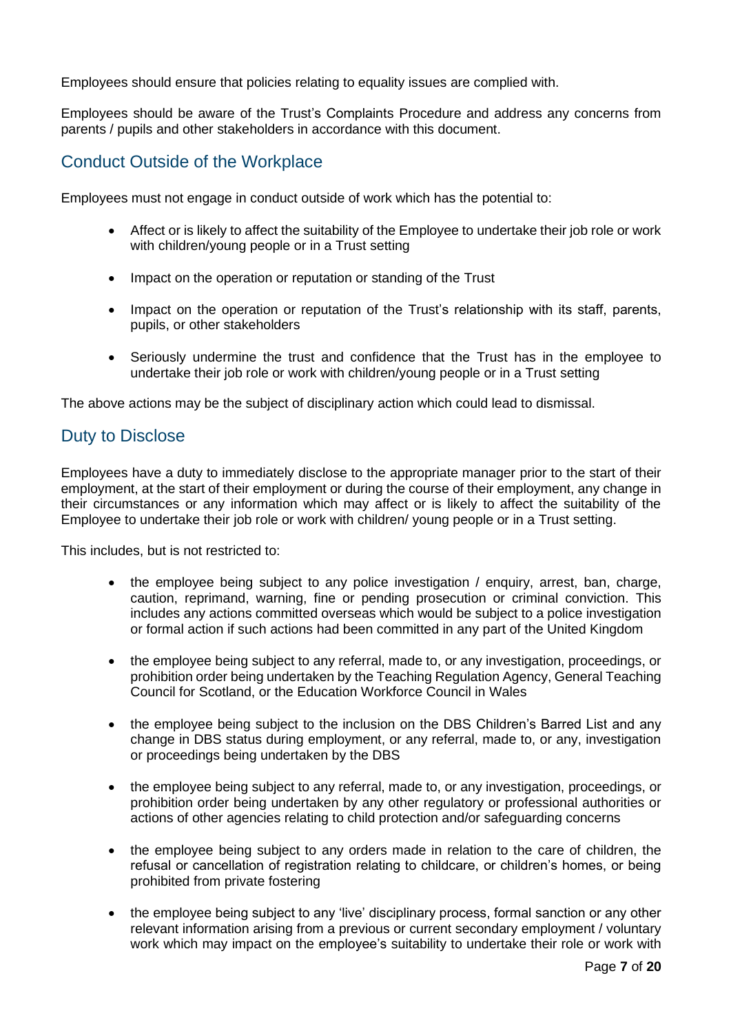Employees should ensure that policies relating to equality issues are complied with.

Employees should be aware of the Trust's Complaints Procedure and address any concerns from parents / pupils and other stakeholders in accordance with this document.

## Conduct Outside of the Workplace

Employees must not engage in conduct outside of work which has the potential to:

- Affect or is likely to affect the suitability of the Employee to undertake their job role or work with children/young people or in a Trust setting
- Impact on the operation or reputation or standing of the Trust
- Impact on the operation or reputation of the Trust's relationship with its staff, parents, pupils, or other stakeholders
- Seriously undermine the trust and confidence that the Trust has in the employee to undertake their job role or work with children/young people or in a Trust setting

The above actions may be the subject of disciplinary action which could lead to dismissal.

## Duty to Disclose

Employees have a duty to immediately disclose to the appropriate manager prior to the start of their employment, at the start of their employment or during the course of their employment, any change in their circumstances or any information which may affect or is likely to affect the suitability of the Employee to undertake their job role or work with children/ young people or in a Trust setting.

This includes, but is not restricted to:

- the employee being subject to any police investigation / enquiry, arrest, ban, charge, caution, reprimand, warning, fine or pending prosecution or criminal conviction. This includes any actions committed overseas which would be subject to a police investigation or formal action if such actions had been committed in any part of the United Kingdom
- the employee being subject to any referral, made to, or any investigation, proceedings, or prohibition order being undertaken by the Teaching Regulation Agency, General Teaching Council for Scotland, or the Education Workforce Council in Wales
- the employee being subject to the inclusion on the DBS Children's Barred List and any change in DBS status during employment, or any referral, made to, or any, investigation or proceedings being undertaken by the DBS
- the employee being subject to any referral, made to, or any investigation, proceedings, or prohibition order being undertaken by any other regulatory or professional authorities or actions of other agencies relating to child protection and/or safeguarding concerns
- the employee being subject to any orders made in relation to the care of children, the refusal or cancellation of registration relating to childcare, or children's homes, or being prohibited from private fostering
- the employee being subject to any 'live' disciplinary process, formal sanction or any other relevant information arising from a previous or current secondary employment / voluntary work which may impact on the employee's suitability to undertake their role or work with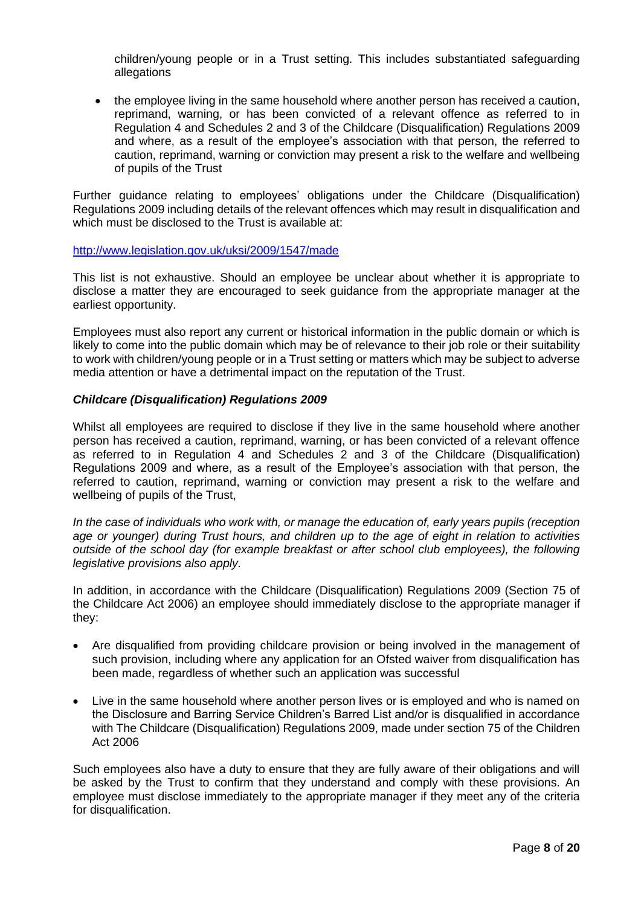children/young people or in a Trust setting. This includes substantiated safeguarding allegations

- the employee living in the same household where another person has received a caution, reprimand, warning, or has been convicted of a relevant offence as referred to in Regulation 4 and Schedules 2 and 3 of the Childcare (Disqualification) Regulations 2009 and where, as a result of the employee's association with that person, the referred to caution, reprimand, warning or conviction may present a risk to the welfare and wellbeing of pupils of the Trust

Further guidance relating to employees' obligations under the Childcare (Disqualification) Regulations 2009 including details of the relevant offences which may result in disqualification and which must be disclosed to the Trust is available at:

http://www.legislation.gov.uk/uksi/2009/1547/made

This list is not exhaustive. Should an employee be unclear about whether it is appropriate to disclose a matter they are encouraged to seek guidance from the appropriate manager at the earliest opportunity.

Employees must also report any current or historical information in the public domain or which is likely to come into the public domain which may be of relevance to their job role or their suitability to work with children/young people or in a Trust setting or matters which may be subject to adverse media attention or have a detrimental impact on the reputation of the Trust.

***Childcare (Disqualification) Regulations 2009***

Whilst all employees are required to disclose if they live in the same household where another person has received a caution, reprimand, warning, or has been convicted of a relevant offence as referred to in Regulation 4 and Schedules 2 and 3 of the Childcare (Disqualification) Regulations 2009 and where, as a result of the Employee's association with that person, the referred to caution, reprimand, warning or conviction may present a risk to the welfare and wellbeing of pupils of the Trust,

*In the case of individuals who work with, or manage the education of, early years pupils (reception age or younger) during Trust hours, and children up to the age of eight in relation to activities outside of the school day (for example breakfast or after school club employees), the following legislative provisions also apply.*

In addition, in accordance with the Childcare (Disqualification) Regulations 2009 (Section 75 of the Childcare Act 2006) an employee should immediately disclose to the appropriate manager if they:

- Are disqualified from providing childcare provision or being involved in the management of such provision, including where any application for an Ofsted waiver from disqualification has been made, regardless of whether such an application was successful
- Live in the same household where another person lives or is employed and who is named on the Disclosure and Barring Service Children's Barred List and/or is disqualified in accordance with The Childcare (Disqualification) Regulations 2009, made under section 75 of the Children Act 2006

Such employees also have a duty to ensure that they are fully aware of their obligations and will be asked by the Trust to confirm that they understand and comply with these provisions. An employee must disclose immediately to the appropriate manager if they meet any of the criteria for disqualification.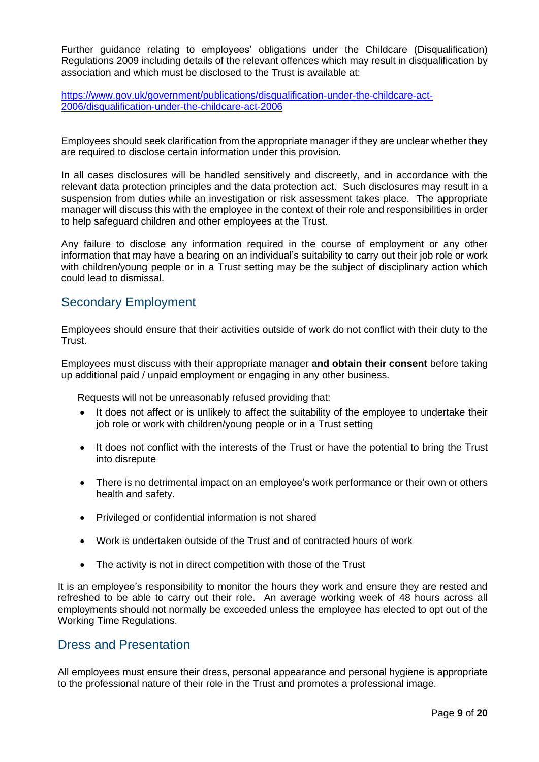Further guidance relating to employees' obligations under the Childcare (Disqualification) Regulations 2009 including details of the relevant offences which may result in disqualification by association and which must be disclosed to the Trust is available at:

[https://www.gov.uk/government/publications/disqualification-under-the-childcare-act-2006/disqualification-under-the-childcare-act-2006](https://www.gov.uk/government/publications/disqualification-under-the-childcare-act-2006/disqualification-under-the-childcare-act-2006)

Employees should seek clarification from the appropriate manager if they are unclear whether they are required to disclose certain information under this provision.

In all cases disclosures will be handled sensitively and discreetly, and in accordance with the relevant data protection principles and the data protection act. Such disclosures may result in a suspension from duties while an investigation or risk assessment takes place. The appropriate manager will discuss this with the employee in the context of their role and responsibilities in order to help safeguard children and other employees at the Trust.

Any failure to disclose any information required in the course of employment or any other information that may have a bearing on an individual's suitability to carry out their job role or work with children/young people or in a Trust setting may be the subject of disciplinary action which could lead to dismissal.

## Secondary Employment

Employees should ensure that their activities outside of work do not conflict with their duty to the Trust.

Employees must discuss with their appropriate manager **and obtain their consent** before taking up additional paid / unpaid employment or engaging in any other business.

Requests will not be unreasonably refused providing that:

- It does not affect or is unlikely to affect the suitability of the employee to undertake their job role or work with children/young people or in a Trust setting
- It does not conflict with the interests of the Trust or have the potential to bring the Trust into disrepute
- There is no detrimental impact on an employee's work performance or their own or others health and safety.
- Privileged or confidential information is not shared
- Work is undertaken outside of the Trust and of contracted hours of work
- The activity is not in direct competition with those of the Trust

It is an employee's responsibility to monitor the hours they work and ensure they are rested and refreshed to be able to carry out their role. An average working week of 48 hours across all employments should not normally be exceeded unless the employee has elected to opt out of the Working Time Regulations.

## Dress and Presentation

All employees must ensure their dress, personal appearance and personal hygiene is appropriate to the professional nature of their role in the Trust and promotes a professional image.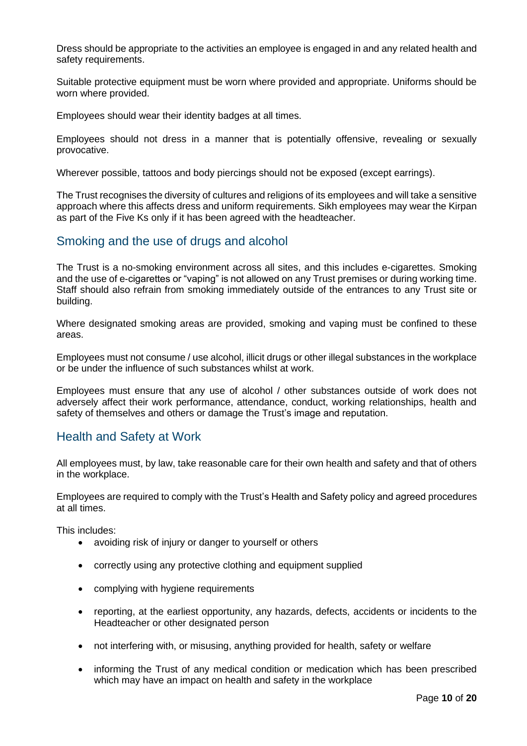Dress should be appropriate to the activities an employee is engaged in and any related health and safety requirements.

Suitable protective equipment must be worn where provided and appropriate. Uniforms should be worn where provided.

Employees should wear their identity badges at all times.

Employees should not dress in a manner that is potentially offensive, revealing or sexually provocative.

Wherever possible, tattoos and body piercings should not be exposed (except earrings).

The Trust recognises the diversity of cultures and religions of its employees and will take a sensitive approach where this affects dress and uniform requirements. Sikh employees may wear the Kirpan as part of the Five Ks only if it has been agreed with the headteacher.

## Smoking and the use of drugs and alcohol

The Trust is a no-smoking environment across all sites, and this includes e-cigarettes. Smoking and the use of e-cigarettes or "vaping" is not allowed on any Trust premises or during working time. Staff should also refrain from smoking immediately outside of the entrances to any Trust site or building.

Where designated smoking areas are provided, smoking and vaping must be confined to these areas.

Employees must not consume / use alcohol, illicit drugs or other illegal substances in the workplace or be under the influence of such substances whilst at work.

Employees must ensure that any use of alcohol / other substances outside of work does not adversely affect their work performance, attendance, conduct, working relationships, health and safety of themselves and others or damage the Trust's image and reputation.

## Health and Safety at Work

All employees must, by law, take reasonable care for their own health and safety and that of others in the workplace.

Employees are required to comply with the Trust's Health and Safety policy and agreed procedures at all times.

This includes:

- avoiding risk of injury or danger to yourself or others
- correctly using any protective clothing and equipment supplied
- complying with hygiene requirements
- reporting, at the earliest opportunity, any hazards, defects, accidents or incidents to the Headteacher or other designated person
- not interfering with, or misusing, anything provided for health, safety or welfare
- informing the Trust of any medical condition or medication which has been prescribed which may have an impact on health and safety in the workplace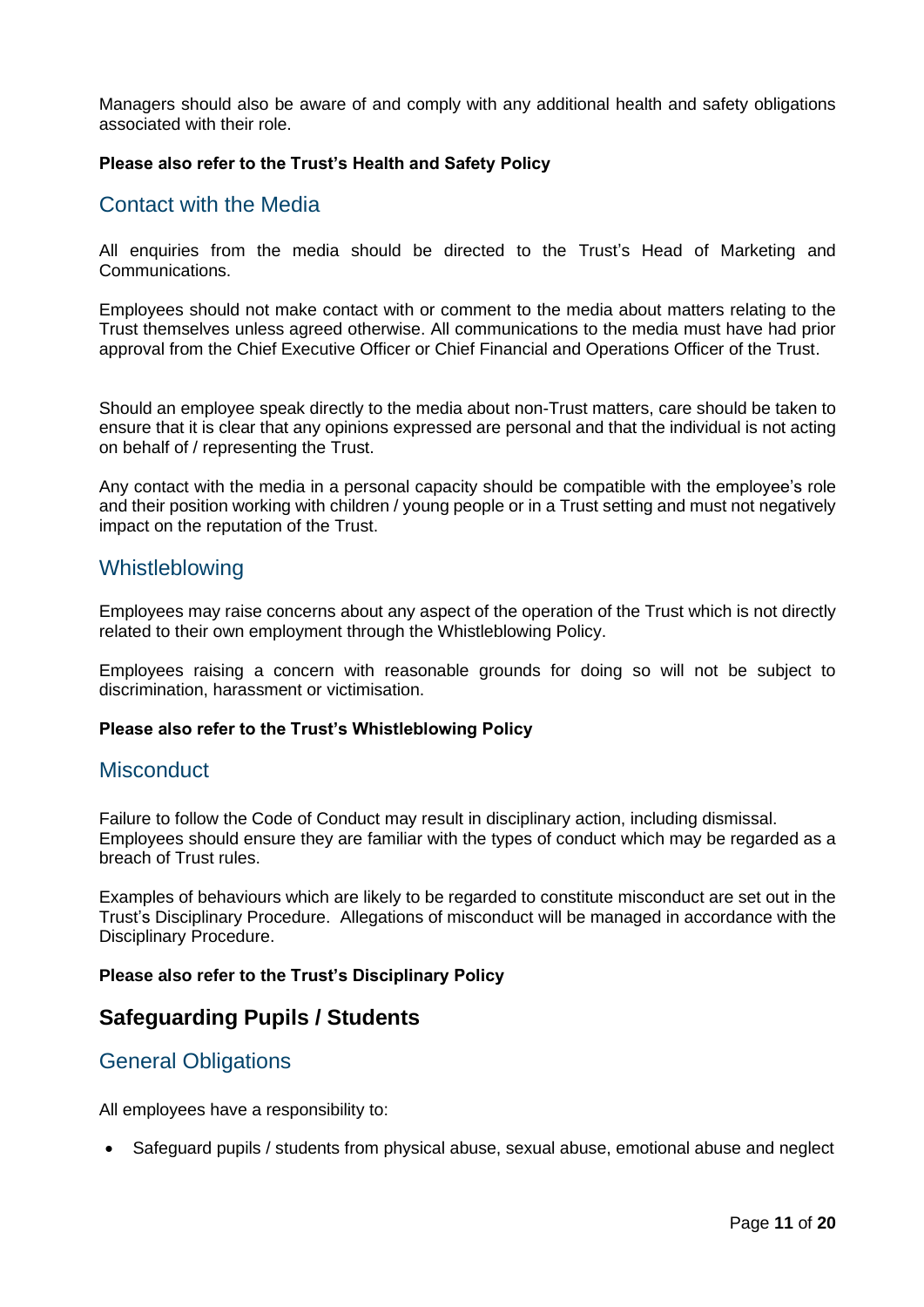Managers should also be aware of and comply with any additional health and safety obligations associated with their role.

**Please also refer to the Trust's Health and Safety Policy**

### Contact with the Media

All enquiries from the media should be directed to the Trust's Head of Marketing and Communications.

Employees should not make contact with or comment to the media about matters relating to the Trust themselves unless agreed otherwise. All communications to the media must have had prior approval from the Chief Executive Officer or Chief Financial and Operations Officer of the Trust.

Should an employee speak directly to the media about non-Trust matters, care should be taken to ensure that it is clear that any opinions expressed are personal and that the individual is not acting on behalf of / representing the Trust.

Any contact with the media in a personal capacity should be compatible with the employee's role and their position working with children / young people or in a Trust setting and must not negatively impact on the reputation of the Trust.

### Whistleblowing

Employees may raise concerns about any aspect of the operation of the Trust which is not directly related to their own employment through the Whistleblowing Policy.

Employees raising a concern with reasonable grounds for doing so will not be subject to discrimination, harassment or victimisation.

**Please also refer to the Trust's Whistleblowing Policy**

### Misconduct

Failure to follow the Code of Conduct may result in disciplinary action, including dismissal. Employees should ensure they are familiar with the types of conduct which may be regarded as a breach of Trust rules.

Examples of behaviours which are likely to be regarded to constitute misconduct are set out in the Trust's Disciplinary Procedure. Allegations of misconduct will be managed in accordance with the Disciplinary Procedure.

**Please also refer to the Trust's Disciplinary Policy**

## Safeguarding Pupils / Students

### General Obligations

All employees have a responsibility to:

- Safeguard pupils / students from physical abuse, sexual abuse, emotional abuse and neglect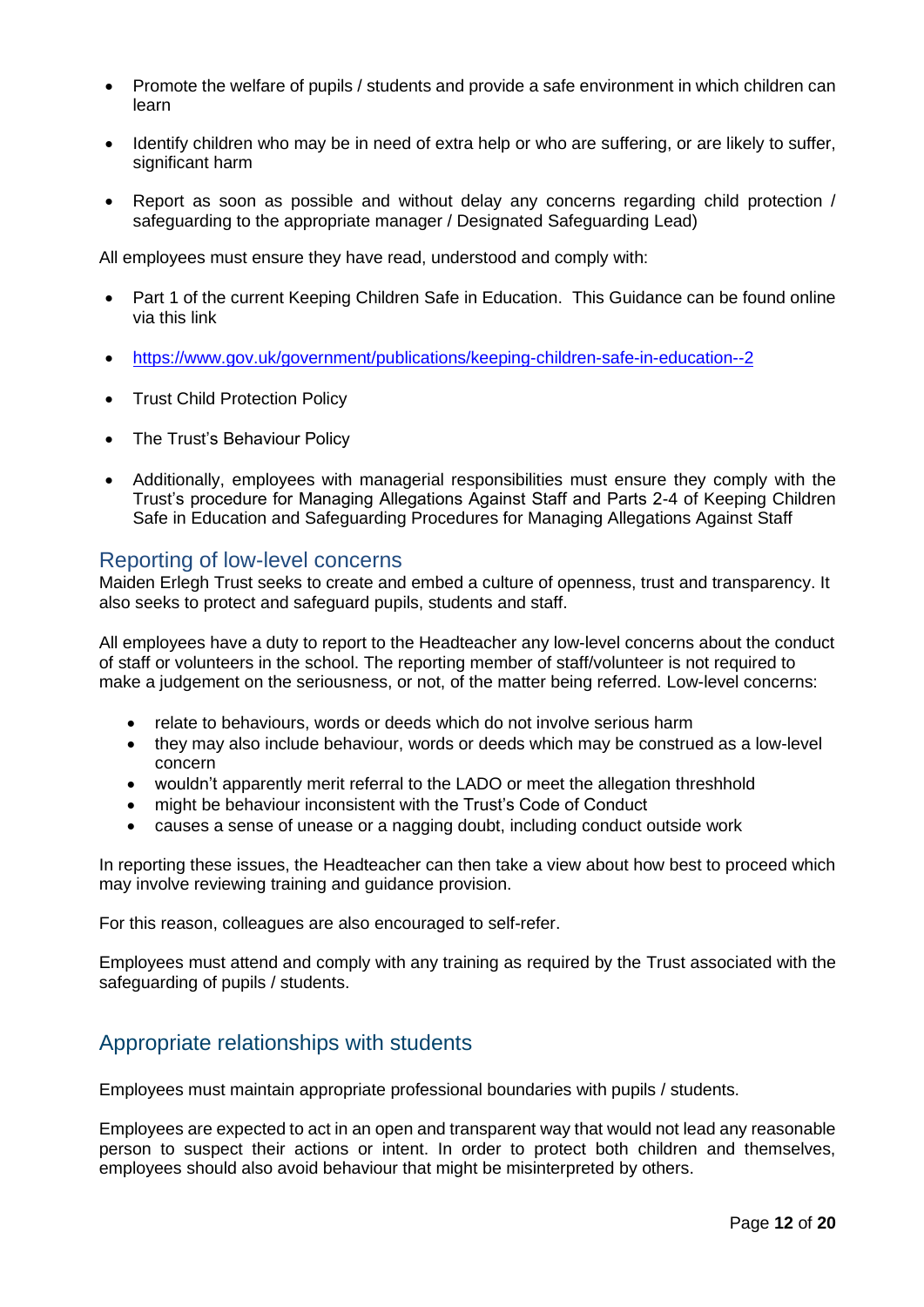- Promote the welfare of pupils / students and provide a safe environment in which children can learn
- Identify children who may be in need of extra help or who are suffering, or are likely to suffer, significant harm
- Report as soon as possible and without delay any concerns regarding child protection / safeguarding to the appropriate manager / Designated Safeguarding Lead)

All employees must ensure they have read, understood and comply with:

- Part 1 of the current Keeping Children Safe in Education. This Guidance can be found online via this link
- [https://www.gov.uk/government/publications/keeping-children-safe-in-education--2](https://www.gov.uk/government/publications/keeping-children-safe-in-education--2)
- Trust Child Protection Policy
- The Trust's Behaviour Policy
- Additionally, employees with managerial responsibilities must ensure they comply with the Trust's procedure for Managing Allegations Against Staff and Parts 2-4 of Keeping Children Safe in Education and Safeguarding Procedures for Managing Allegations Against Staff

## Reporting of low-level concerns

Maiden Erlegh Trust seeks to create and embed a culture of openness, trust and transparency. It also seeks to protect and safeguard pupils, students and staff.

All employees have a duty to report to the Headteacher any low-level concerns about the conduct of staff or volunteers in the school. The reporting member of staff/volunteer is not required to make a judgement on the seriousness, or not, of the matter being referred. Low-level concerns:

- relate to behaviours, words or deeds which do not involve serious harm
- they may also include behaviour, words or deeds which may be construed as a low-level concern
- wouldn't apparently merit referral to the LADO or meet the allegation threshhold
- might be behaviour inconsistent with the Trust's Code of Conduct
- causes a sense of unease or a nagging doubt, including conduct outside work

In reporting these issues, the Headteacher can then take a view about how best to proceed which may involve reviewing training and guidance provision.

For this reason, colleagues are also encouraged to self-refer.

Employees must attend and comply with any training as required by the Trust associated with the safeguarding of pupils / students.

## Appropriate relationships with students

Employees must maintain appropriate professional boundaries with pupils / students.

Employees are expected to act in an open and transparent way that would not lead any reasonable person to suspect their actions or intent. In order to protect both children and themselves, employees should also avoid behaviour that might be misinterpreted by others.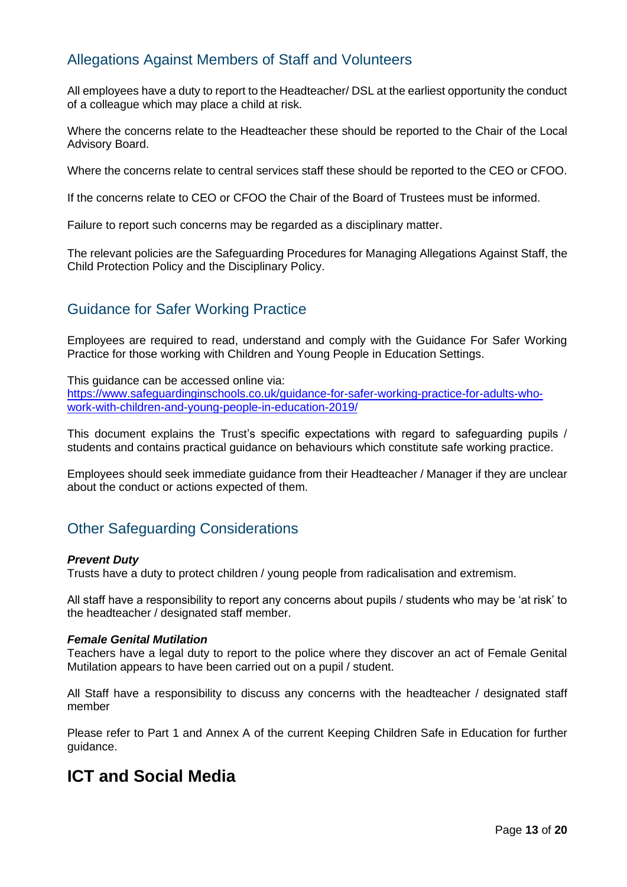## Allegations Against Members of Staff and Volunteers

All employees have a duty to report to the Headteacher/ DSL at the earliest opportunity the conduct of a colleague which may place a child at risk.

Where the concerns relate to the Headteacher these should be reported to the Chair of the Local Advisory Board.

Where the concerns relate to central services staff these should be reported to the CEO or CFOO.

If the concerns relate to CEO or CFOO the Chair of the Board of Trustees must be informed.

Failure to report such concerns may be regarded as a disciplinary matter.

The relevant policies are the Safeguarding Procedures for Managing Allegations Against Staff, the Child Protection Policy and the Disciplinary Policy.

## Guidance for Safer Working Practice

Employees are required to read, understand and comply with the Guidance For Safer Working Practice for those working with Children and Young People in Education Settings.

This guidance can be accessed online via:
[https://www.safeguardinginschools.co.uk/guidance-for-safer-working-practice-for-adults-who-work-with-children-and-young-people-in-education-2019/](https://www.safeguardinginschools.co.uk/guidance-for-safer-working-practice-for-adults-who-work-with-children-and-young-people-in-education-2019/)

This document explains the Trust's specific expectations with regard to safeguarding pupils / students and contains practical guidance on behaviours which constitute safe working practice.

Employees should seek immediate guidance from their Headteacher / Manager if they are unclear about the conduct or actions expected of them.

## Other Safeguarding Considerations

***Prevent Duty***
Trusts have a duty to protect children / young people from radicalisation and extremism.

All staff have a responsibility to report any concerns about pupils / students who may be 'at risk' to the headteacher / designated staff member.

***Female Genital Mutilation***
Teachers have a legal duty to report to the police where they discover an act of Female Genital Mutilation appears to have been carried out on a pupil / student.

All Staff have a responsibility to discuss any concerns with the headteacher / designated staff member

Please refer to Part 1 and Annex A of the current Keeping Children Safe in Education for further guidance.

# ICT and Social Media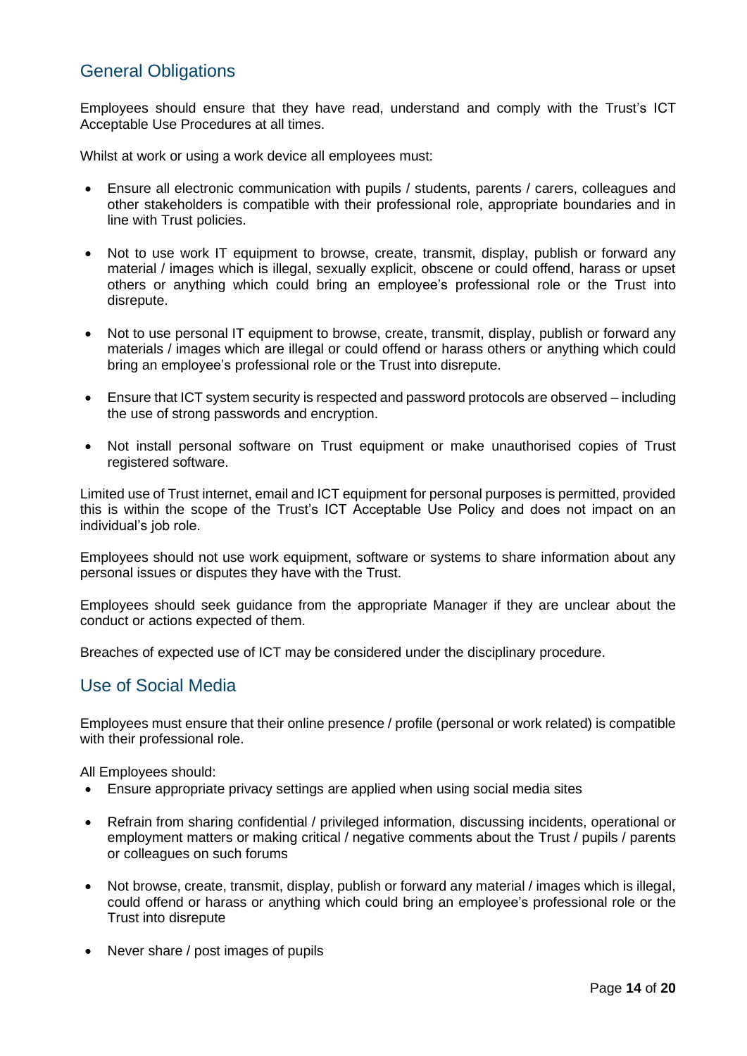## General Obligations

Employees should ensure that they have read, understand and comply with the Trust's ICT Acceptable Use Procedures at all times.

Whilst at work or using a work device all employees must:

- Ensure all electronic communication with pupils / students, parents / carers, colleagues and other stakeholders is compatible with their professional role, appropriate boundaries and in line with Trust policies.

- Not to use work IT equipment to browse, create, transmit, display, publish or forward any material / images which is illegal, sexually explicit, obscene or could offend, harass or upset others or anything which could bring an employee's professional role or the Trust into disrepute.

- Not to use personal IT equipment to browse, create, transmit, display, publish or forward any materials / images which are illegal or could offend or harass others or anything which could bring an employee's professional role or the Trust into disrepute.

- Ensure that ICT system security is respected and password protocols are observed – including the use of strong passwords and encryption.

- Not install personal software on Trust equipment or make unauthorised copies of Trust registered software.

Limited use of Trust internet, email and ICT equipment for personal purposes is permitted, provided this is within the scope of the Trust's ICT Acceptable Use Policy and does not impact on an individual's job role.

Employees should not use work equipment, software or systems to share information about any personal issues or disputes they have with the Trust.

Employees should seek guidance from the appropriate Manager if they are unclear about the conduct or actions expected of them.

Breaches of expected use of ICT may be considered under the disciplinary procedure.

## Use of Social Media

Employees must ensure that their online presence / profile (personal or work related) is compatible with their professional role.

All Employees should:

- Ensure appropriate privacy settings are applied when using social media sites

- Refrain from sharing confidential / privileged information, discussing incidents, operational or employment matters or making critical / negative comments about the Trust / pupils / parents or colleagues on such forums

- Not browse, create, transmit, display, publish or forward any material / images which is illegal, could offend or harass or anything which could bring an employee's professional role or the Trust into disrepute

- Never share / post images of pupils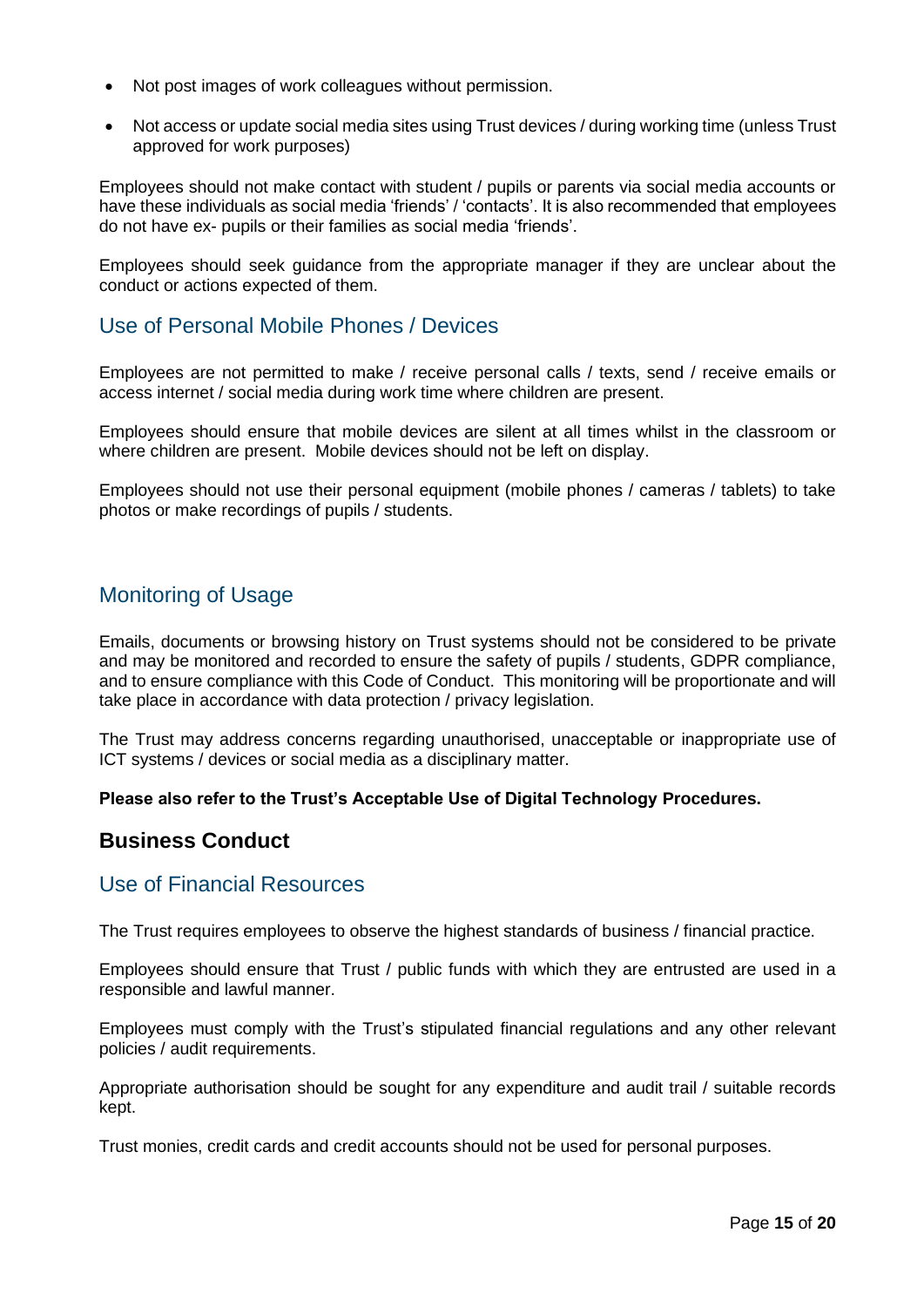- Not post images of work colleagues without permission.
- Not access or update social media sites using Trust devices / during working time (unless Trust approved for work purposes)

Employees should not make contact with student / pupils or parents via social media accounts or have these individuals as social media 'friends' / 'contacts'. It is also recommended that employees do not have ex- pupils or their families as social media 'friends'.

Employees should seek guidance from the appropriate manager if they are unclear about the conduct or actions expected of them.

### Use of Personal Mobile Phones / Devices

Employees are not permitted to make / receive personal calls / texts, send / receive emails or access internet / social media during work time where children are present.

Employees should ensure that mobile devices are silent at all times whilst in the classroom or where children are present. Mobile devices should not be left on display.

Employees should not use their personal equipment (mobile phones / cameras / tablets) to take photos or make recordings of pupils / students.

### Monitoring of Usage

Emails, documents or browsing history on Trust systems should not be considered to be private and may be monitored and recorded to ensure the safety of pupils / students, GDPR compliance, and to ensure compliance with this Code of Conduct. This monitoring will be proportionate and will take place in accordance with data protection / privacy legislation.

The Trust may address concerns regarding unauthorised, unacceptable or inappropriate use of ICT systems / devices or social media as a disciplinary matter.

**Please also refer to the Trust's Acceptable Use of Digital Technology Procedures.**

## Business Conduct

### Use of Financial Resources

The Trust requires employees to observe the highest standards of business / financial practice.

Employees should ensure that Trust / public funds with which they are entrusted are used in a responsible and lawful manner.

Employees must comply with the Trust's stipulated financial regulations and any other relevant policies / audit requirements.

Appropriate authorisation should be sought for any expenditure and audit trail / suitable records kept.

Trust monies, credit cards and credit accounts should not be used for personal purposes.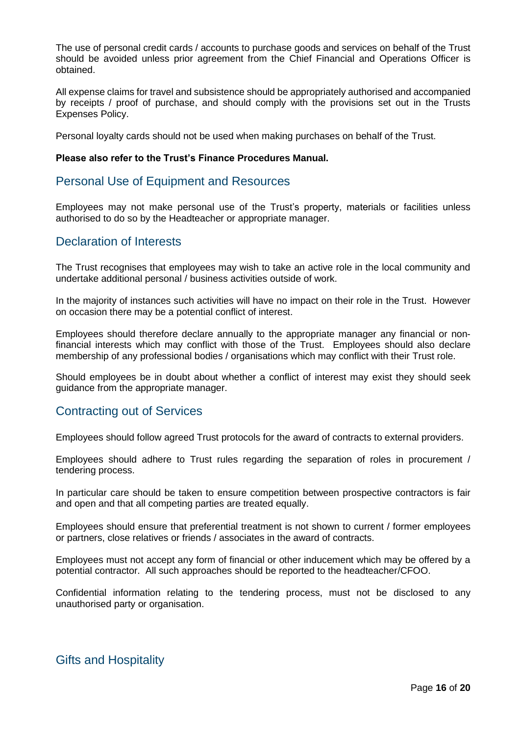The use of personal credit cards / accounts to purchase goods and services on behalf of the Trust should be avoided unless prior agreement from the Chief Financial and Operations Officer is obtained.

All expense claims for travel and subsistence should be appropriately authorised and accompanied by receipts / proof of purchase, and should comply with the provisions set out in the Trusts Expenses Policy.

Personal loyalty cards should not be used when making purchases on behalf of the Trust.

**Please also refer to the Trust's Finance Procedures Manual.**

## Personal Use of Equipment and Resources

Employees may not make personal use of the Trust's property, materials or facilities unless authorised to do so by the Headteacher or appropriate manager.

## Declaration of Interests

The Trust recognises that employees may wish to take an active role in the local community and undertake additional personal / business activities outside of work.

In the majority of instances such activities will have no impact on their role in the Trust. However on occasion there may be a potential conflict of interest.

Employees should therefore declare annually to the appropriate manager any financial or non-financial interests which may conflict with those of the Trust. Employees should also declare membership of any professional bodies / organisations which may conflict with their Trust role.

Should employees be in doubt about whether a conflict of interest may exist they should seek guidance from the appropriate manager.

## Contracting out of Services

Employees should follow agreed Trust protocols for the award of contracts to external providers.

Employees should adhere to Trust rules regarding the separation of roles in procurement / tendering process.

In particular care should be taken to ensure competition between prospective contractors is fair and open and that all competing parties are treated equally.

Employees should ensure that preferential treatment is not shown to current / former employees or partners, close relatives or friends / associates in the award of contracts.

Employees must not accept any form of financial or other inducement which may be offered by a potential contractor. All such approaches should be reported to the headteacher/CFOO.

Confidential information relating to the tendering process, must not be disclosed to any unauthorised party or organisation.

## Gifts and Hospitality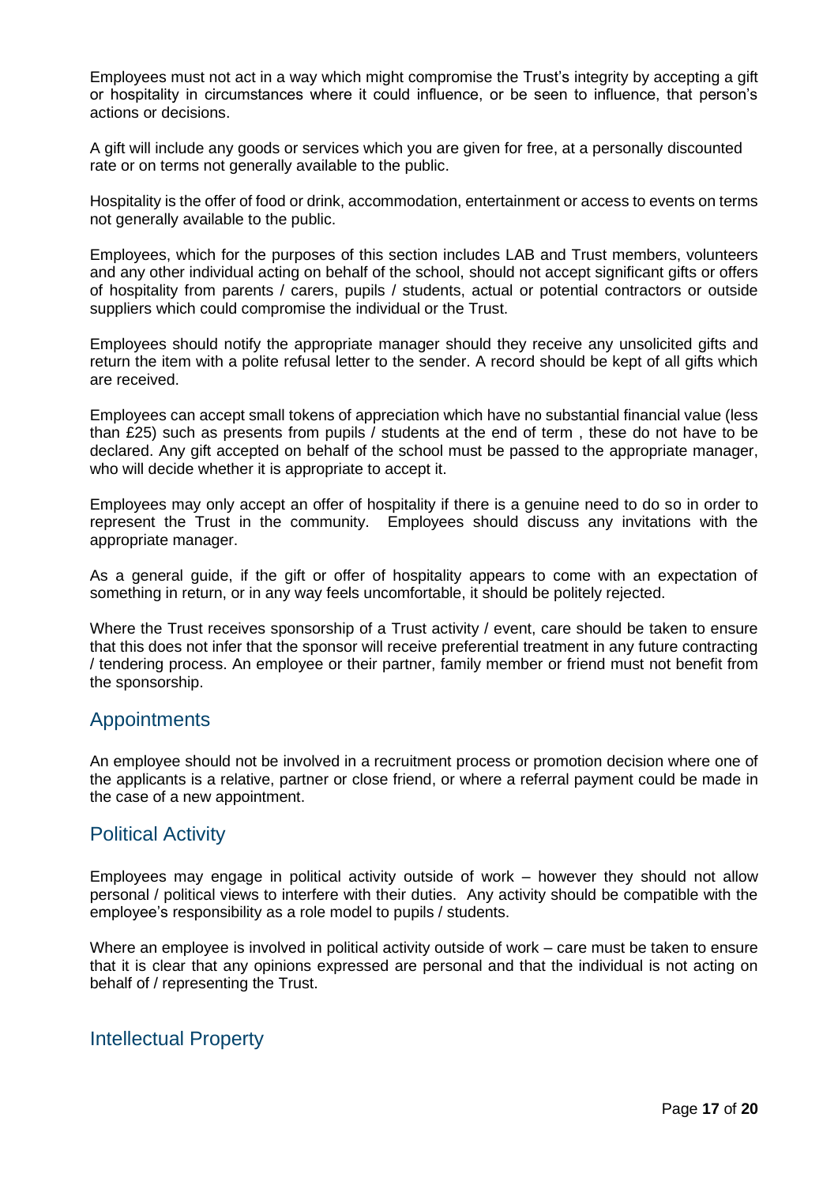Employees must not act in a way which might compromise the Trust's integrity by accepting a gift or hospitality in circumstances where it could influence, or be seen to influence, that person's actions or decisions.

A gift will include any goods or services which you are given for free, at a personally discounted rate or on terms not generally available to the public.

Hospitality is the offer of food or drink, accommodation, entertainment or access to events on terms not generally available to the public.

Employees, which for the purposes of this section includes LAB and Trust members, volunteers and any other individual acting on behalf of the school, should not accept significant gifts or offers of hospitality from parents / carers, pupils / students, actual or potential contractors or outside suppliers which could compromise the individual or the Trust.

Employees should notify the appropriate manager should they receive any unsolicited gifts and return the item with a polite refusal letter to the sender. A record should be kept of all gifts which are received.

Employees can accept small tokens of appreciation which have no substantial financial value (less than £25) such as presents from pupils / students at the end of term , these do not have to be declared. Any gift accepted on behalf of the school must be passed to the appropriate manager, who will decide whether it is appropriate to accept it.

Employees may only accept an offer of hospitality if there is a genuine need to do so in order to represent the Trust in the community. Employees should discuss any invitations with the appropriate manager.

As a general guide, if the gift or offer of hospitality appears to come with an expectation of something in return, or in any way feels uncomfortable, it should be politely rejected.

Where the Trust receives sponsorship of a Trust activity / event, care should be taken to ensure that this does not infer that the sponsor will receive preferential treatment in any future contracting / tendering process. An employee or their partner, family member or friend must not benefit from the sponsorship.

## Appointments

An employee should not be involved in a recruitment process or promotion decision where one of the applicants is a relative, partner or close friend, or where a referral payment could be made in the case of a new appointment.

## Political Activity

Employees may engage in political activity outside of work – however they should not allow personal / political views to interfere with their duties. Any activity should be compatible with the employee's responsibility as a role model to pupils / students.

Where an employee is involved in political activity outside of work – care must be taken to ensure that it is clear that any opinions expressed are personal and that the individual is not acting on behalf of / representing the Trust.

## Intellectual Property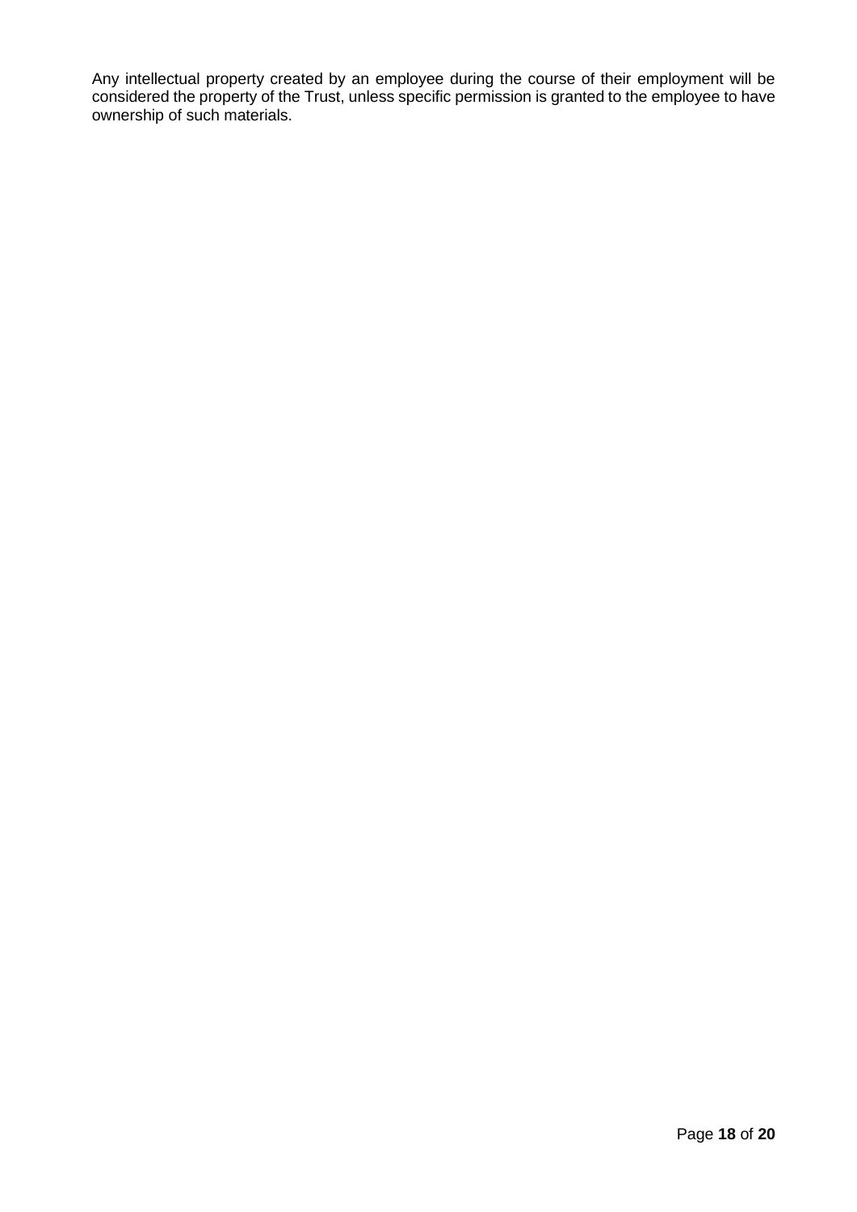Any intellectual property created by an employee during the course of their employment will be considered the property of the Trust, unless specific permission is granted to the employee to have ownership of such materials.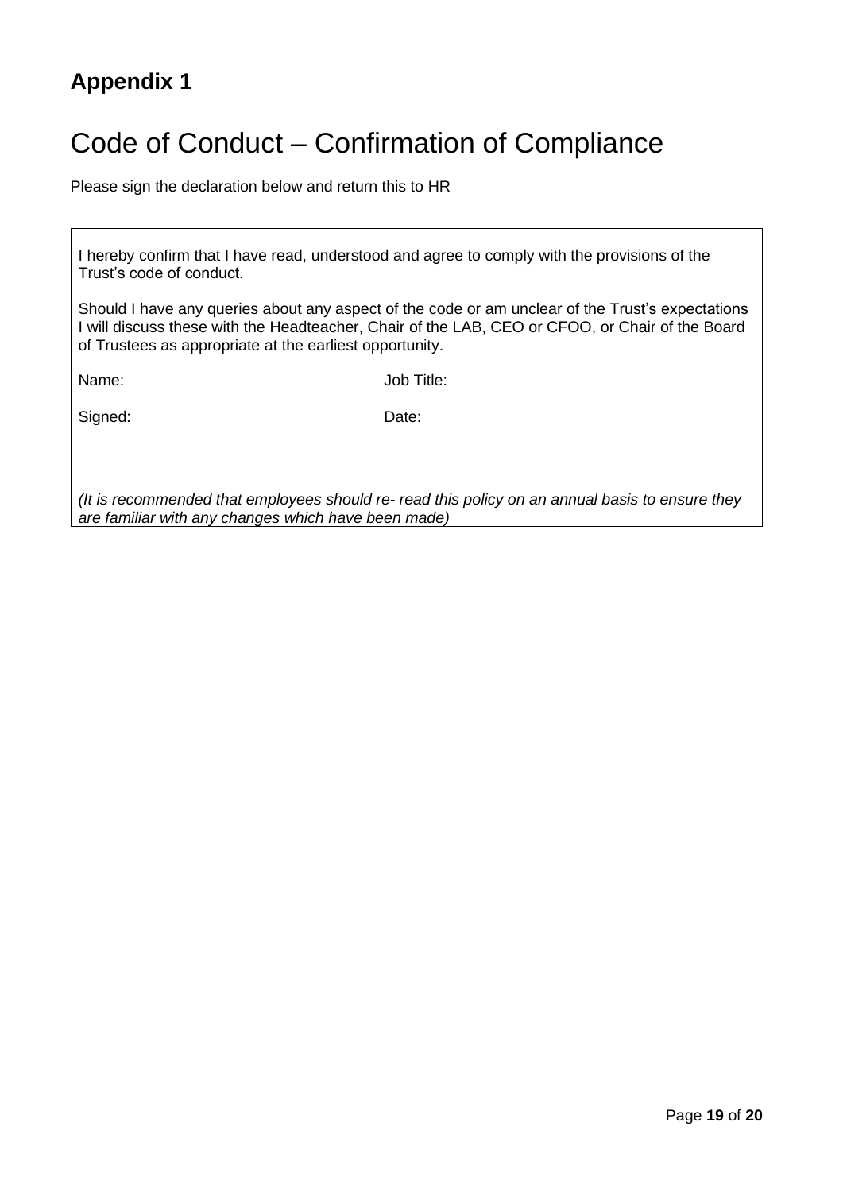## Appendix 1

# Code of Conduct – Confirmation of Compliance

Please sign the declaration below and return this to HR

I hereby confirm that I have read, understood and agree to comply with the provisions of the Trust's code of conduct.

Should I have any queries about any aspect of the code or am unclear of the Trust's expectations I will discuss these with the Headteacher, Chair of the LAB, CEO or CFOO, or Chair of the Board of Trustees as appropriate at the earliest opportunity.

| Name: | Job Title: |
| --- | --- |
| Signed: | Date: |

*(It is recommended that employees should re- read this policy on an annual basis to ensure they are familiar with any changes which have been made)*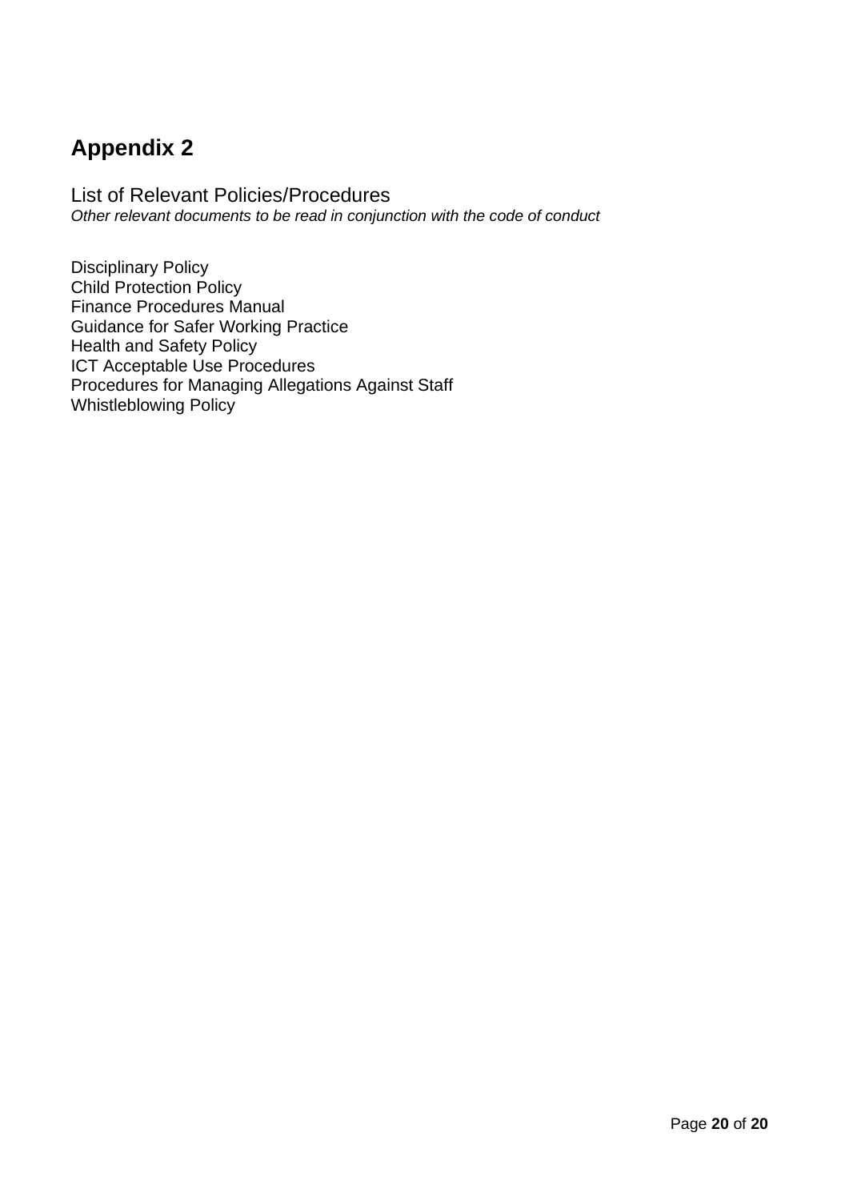# Appendix 2

List of Relevant Policies/Procedures
*Other relevant documents to be read in conjunction with the code of conduct*

Disciplinary Policy
Child Protection Policy
Finance Procedures Manual
Guidance for Safer Working Practice
Health and Safety Policy
ICT Acceptable Use Procedures
Procedures for Managing Allegations Against Staff
Whistleblowing Policy